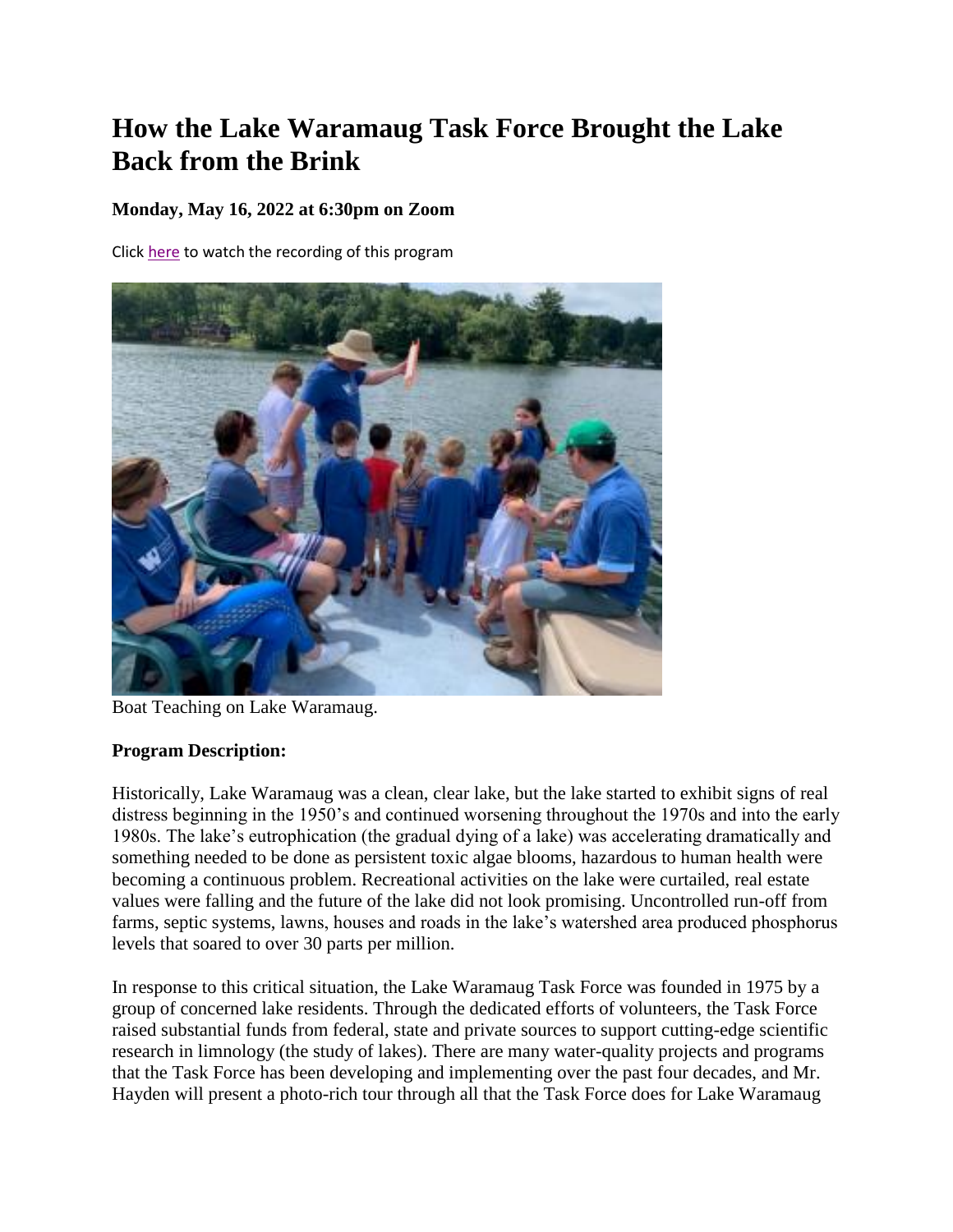# How the Lake Waramaug Task Force Brought the Lake Back from the Brink

**Monday, May 16, 2022 at 6:30pm on Zoom**

Click here to watch the recording of this program

Boat Teaching on Lake Waramaug.

**Program Description:**

Historically, Lake Waramaug was a clean, clear lake, but the lake started to exhibit signs of real distress beginning in the 1950's and continued worsening throughout the 1970s and into the early 1980s. The lake's eutrophication (the gradual dying of a lake) was accelerating dramatically and something needed to be done as persistent toxic algae blooms, hazardous to human health were becoming a continuous problem. Recreational activities on the lake were curtailed, real estate values were falling and the future of the lake did not look promising. Uncontrolled run-off from farms, septic systems, lawns, houses and roads in the lake's watershed area produced phosphorus levels that soared to over 30 parts per million.

In response to this critical situation, the Lake Waramaug Task Force was founded in 1975 by a group of concerned lake residents. Through the dedicated efforts of volunteers, the Task Force raised substantial funds from federal, state and private sources to support cutting-edge scientific research in limnology (the study of lakes). There are many water-quality projects and programs that the Task Force has been developing and implementing over the past four decades, and Mr. Hayden will present a photo-rich tour through all that the Task Force does for Lake Waramaug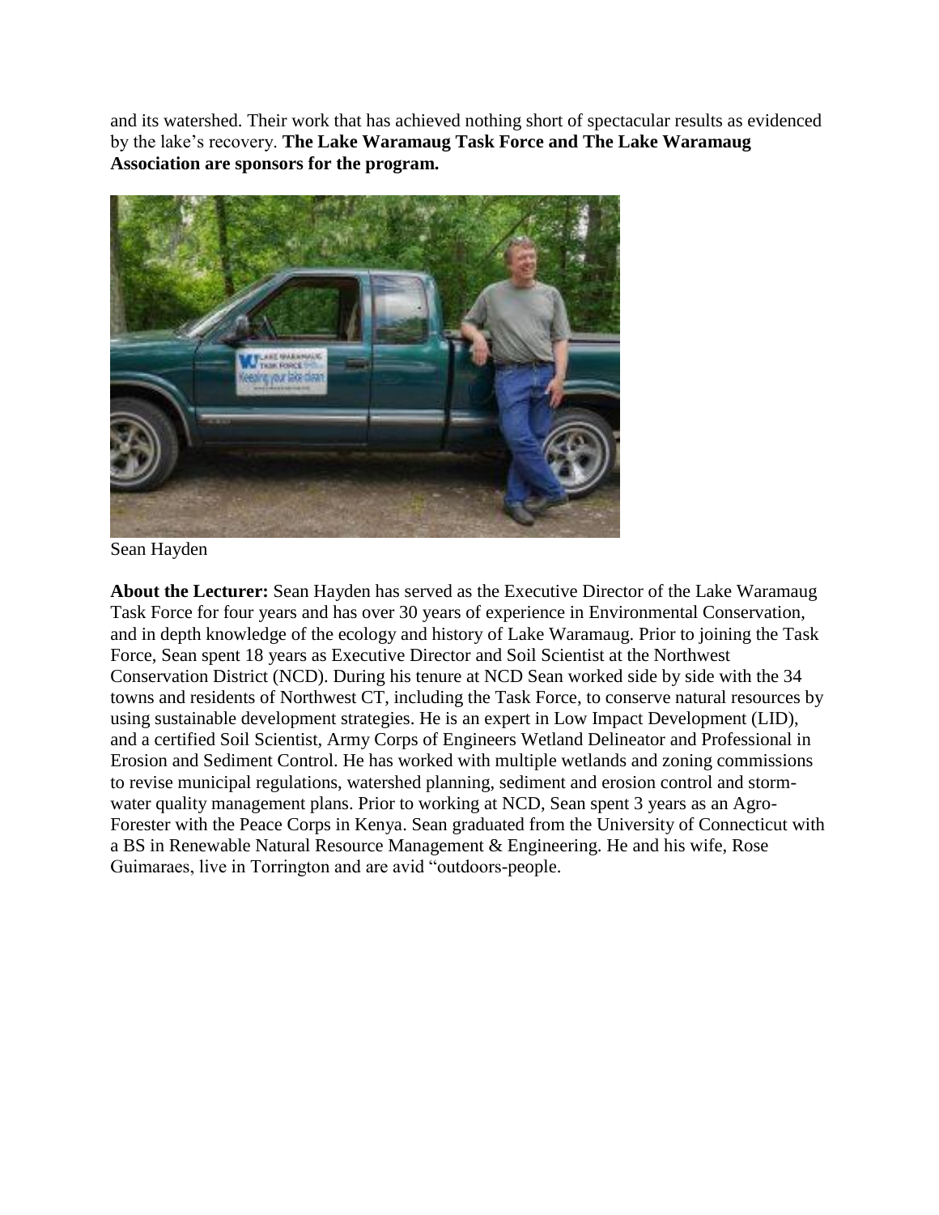and its watershed. Their work that has achieved nothing short of spectacular results as evidenced by the lake's recovery. **The Lake Waramaug Task Force and The Lake Waramaug Association are sponsors for the program.**

Sean Hayden

**About the Lecturer:** Sean Hayden has served as the Executive Director of the Lake Waramaug Task Force for four years and has over 30 years of experience in Environmental Conservation, and in depth knowledge of the ecology and history of Lake Waramaug. Prior to joining the Task Force, Sean spent 18 years as Executive Director and Soil Scientist at the Northwest Conservation District (NCD). During his tenure at NCD Sean worked side by side with the 34 towns and residents of Northwest CT, including the Task Force, to conserve natural resources by using sustainable development strategies. He is an expert in Low Impact Development (LID), and a certified Soil Scientist, Army Corps of Engineers Wetland Delineator and Professional in Erosion and Sediment Control. He has worked with multiple wetlands and zoning commissions to revise municipal regulations, watershed planning, sediment and erosion control and storm-water quality management plans. Prior to working at NCD, Sean spent 3 years as an Agro-Forester with the Peace Corps in Kenya. Sean graduated from the University of Connecticut with a BS in Renewable Natural Resource Management & Engineering. He and his wife, Rose Guimaraes, live in Torrington and are avid "outdoors-people.